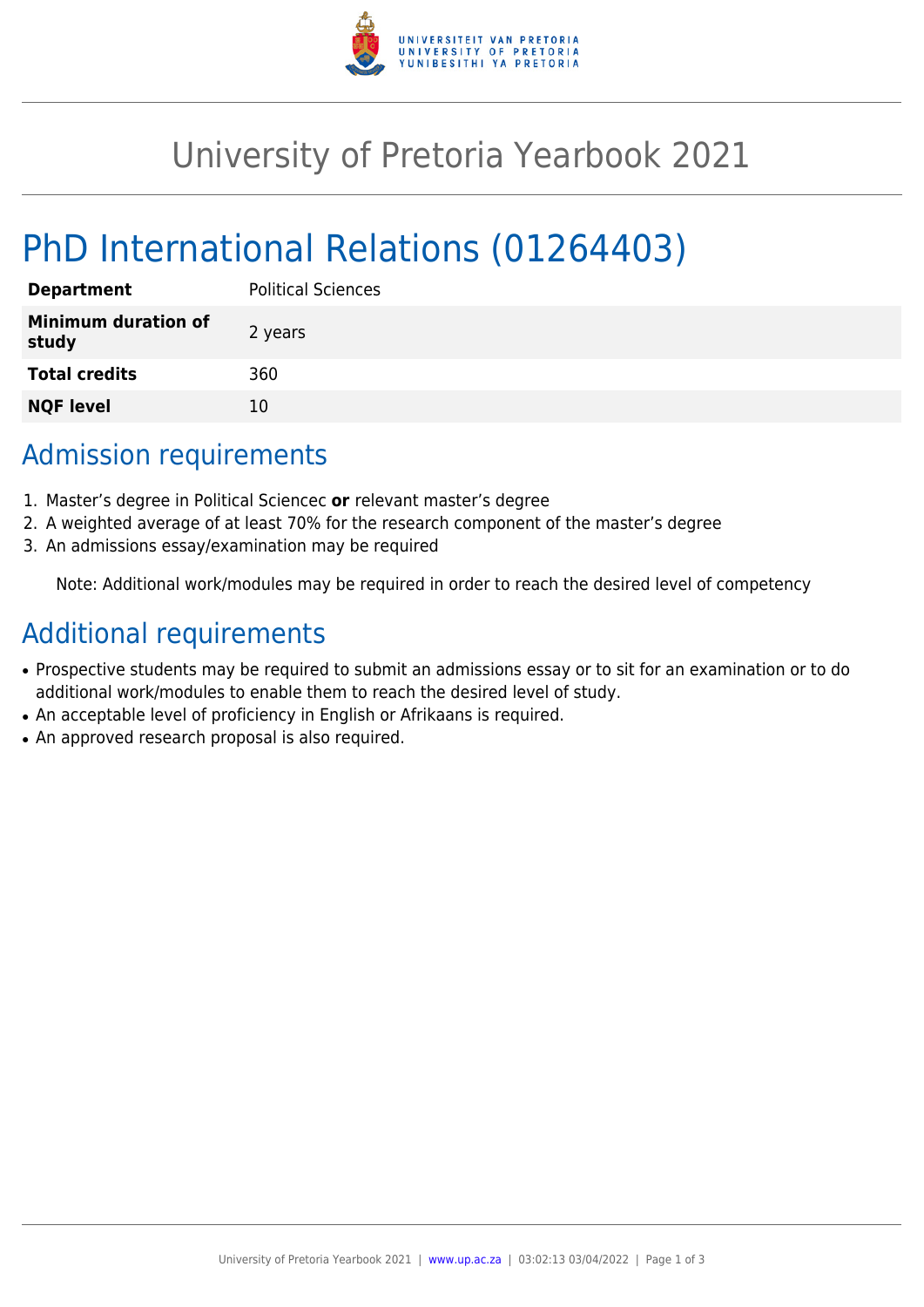# University of Pretoria Yearbook 2021

# PhD International Relations (01264403)

| **Department** | Political Sciences |
|---|---|
| **Minimum duration of study** | 2 years |
| **Total credits** | 360 |
| **NQF level** | 10 |

## Admission requirements

1. Master's degree in Political Sciencec **or** relevant master's degree
2. A weighted average of at least 70% for the research component of the master's degree
3. An admissions essay/examination may be required

Note: Additional work/modules may be required in order to reach the desired level of competency

## Additional requirements

- Prospective students may be required to submit an admissions essay or to sit for an examination or to do additional work/modules to enable them to reach the desired level of study.
- An acceptable level of proficiency in English or Afrikaans is required.
- An approved research proposal is also required.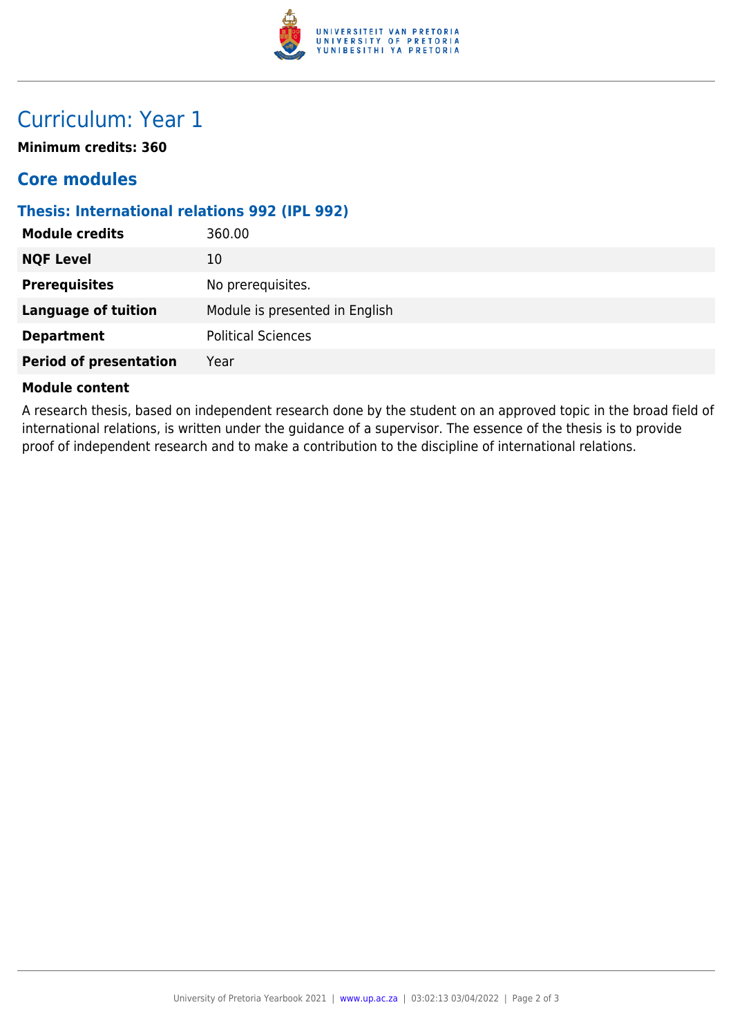# Curriculum: Year 1

**Minimum credits: 360**

## Core modules

### Thesis: International relations 992 (IPL 992)

| | |
|---|---|
| **Module credits** | 360.00 |
| **NQF Level** | 10 |
| **Prerequisites** | No prerequisites. |
| **Language of tuition** | Module is presented in English |
| **Department** | Political Sciences |
| **Period of presentation** | Year |

**Module content**

A research thesis, based on independent research done by the student on an approved topic in the broad field of international relations, is written under the guidance of a supervisor. The essence of the thesis is to provide proof of independent research and to make a contribution to the discipline of international relations.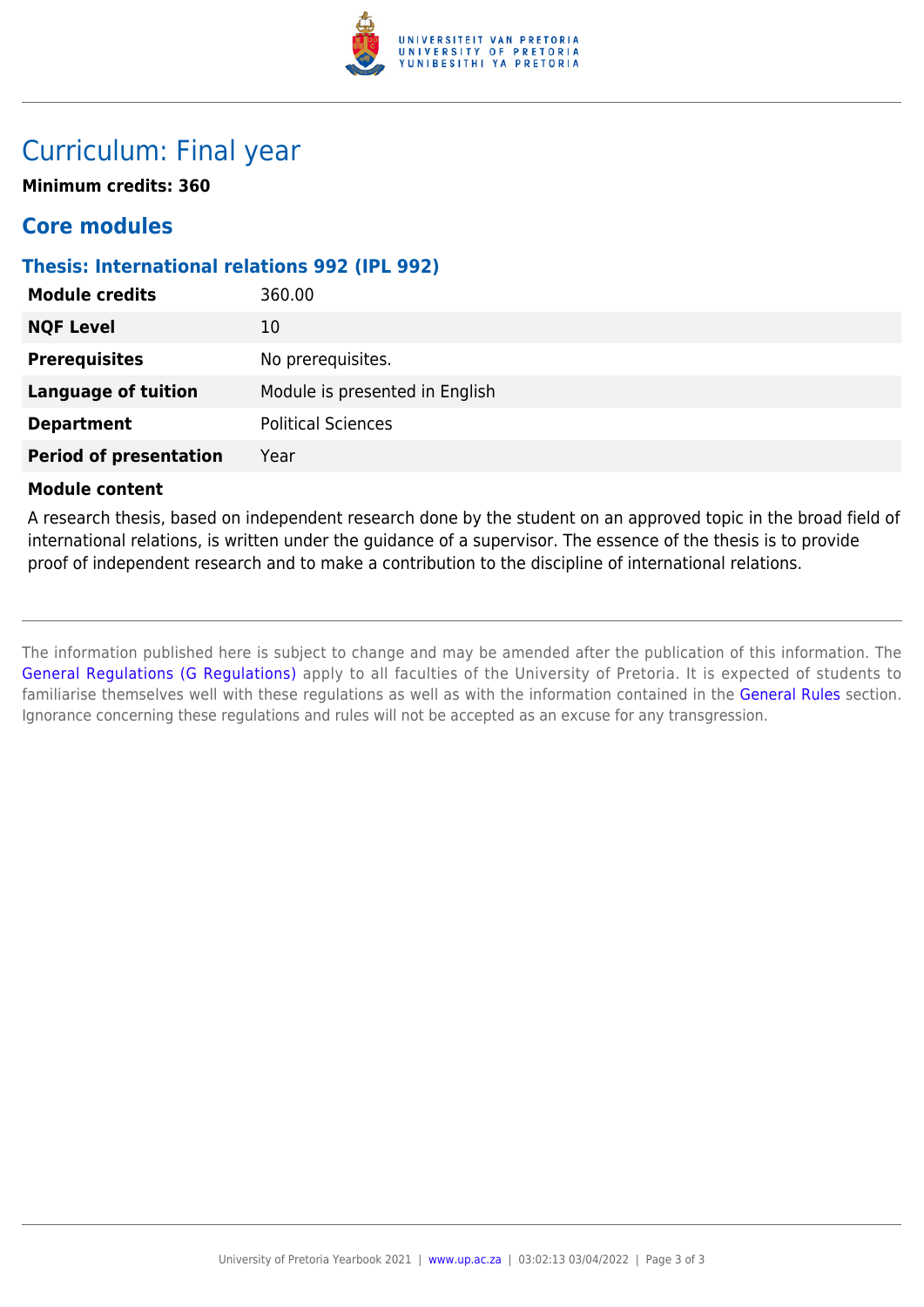# Curriculum: Final year

**Minimum credits: 360**

## Core modules

### Thesis: International relations 992 (IPL 992)

| | |
|---|---|
| **Module credits** | 360.00 |
| **NQF Level** | 10 |
| **Prerequisites** | No prerequisites. |
| **Language of tuition** | Module is presented in English |
| **Department** | Political Sciences |
| **Period of presentation** | Year |

**Module content**

A research thesis, based on independent research done by the student on an approved topic in the broad field of international relations, is written under the guidance of a supervisor. The essence of the thesis is to provide proof of independent research and to make a contribution to the discipline of international relations.

The information published here is subject to change and may be amended after the publication of this information. The General Regulations (G Regulations) apply to all faculties of the University of Pretoria. It is expected of students to familiarise themselves well with these regulations as well as with the information contained in the General Rules section. Ignorance concerning these regulations and rules will not be accepted as an excuse for any transgression.